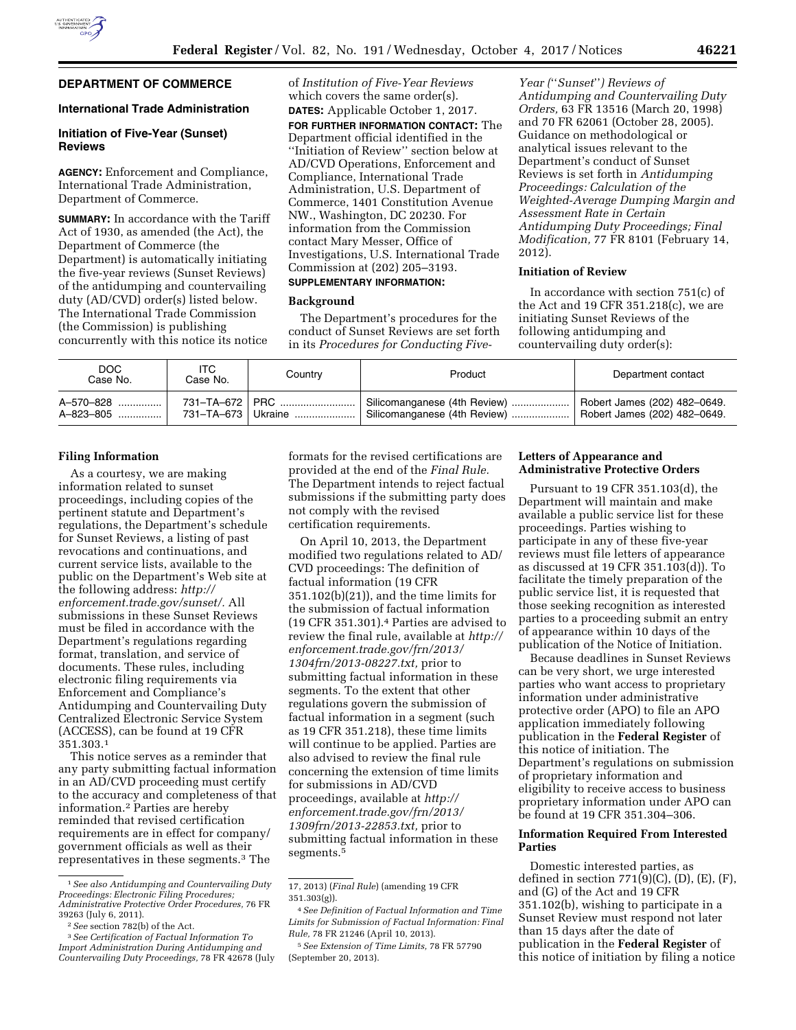## DEPARTMENT OF COMMERCE

### International Trade Administration

### Initiation of Five-Year (Sunset) Reviews

**AGENCY:** Enforcement and Compliance, International Trade Administration, Department of Commerce.

**SUMMARY:** In accordance with the Tariff Act of 1930, as amended (the Act), the Department of Commerce (the Department) is automatically initiating the five-year reviews (Sunset Reviews) of the antidumping and countervailing duty (AD/CVD) order(s) listed below. The International Trade Commission (the Commission) is publishing concurrently with this notice its notice of *Institution of Five-Year Reviews* which covers the same order(s).

**DATES:** Applicable October 1, 2017.

**FOR FURTHER INFORMATION CONTACT:** The Department official identified in the ''Initiation of Review'' section below at AD/CVD Operations, Enforcement and Compliance, International Trade Administration, U.S. Department of Commerce, 1401 Constitution Avenue NW., Washington, DC 20230. For information from the Commission contact Mary Messer, Office of Investigations, U.S. International Trade Commission at (202) 205–3193.

**SUPPLEMENTARY INFORMATION:**

**Background**

The Department's procedures for the conduct of Sunset Reviews are set forth in its *Procedures for Conducting Five-Year (''Sunset'') Reviews of Antidumping and Countervailing Duty Orders,* 63 FR 13516 (March 20, 1998) and 70 FR 62061 (October 28, 2005). Guidance on methodological or analytical issues relevant to the Department's conduct of Sunset Reviews is set forth in *Antidumping Proceedings: Calculation of the Weighted-Average Dumping Margin and Assessment Rate in Certain Antidumping Duty Proceedings; Final Modification,* 77 FR 8101 (February 14, 2012).

**Initiation of Review**

In accordance with section 751(c) of the Act and 19 CFR 351.218(c), we are initiating Sunset Reviews of the following antidumping and countervailing duty order(s):

| DOC Case No. | ITC Case No. | Country | Product | Department contact |
|---|---|---|---|---|
| A–570–828 | 731–TA–672 | PRC | Silicomanganese (4th Review) | Robert James (202) 482–0649. |
| A–823–805 | 731–TA–673 | Ukraine | Silicomanganese (4th Review) | Robert James (202) 482–0649. |

**Filing Information**

As a courtesy, we are making information related to sunset proceedings, including copies of the pertinent statute and Department's regulations, the Department's schedule for Sunset Reviews, a listing of past revocations and continuations, and current service lists, available to the public on the Department's Web site at the following address: *http://enforcement.trade.gov/sunset/.* All submissions in these Sunset Reviews must be filed in accordance with the Department's regulations regarding format, translation, and service of documents. These rules, including electronic filing requirements via Enforcement and Compliance's Antidumping and Countervailing Duty Centralized Electronic Service System (ACCESS), can be found at 19 CFR 351.303.[1]

This notice serves as a reminder that any party submitting factual information in an AD/CVD proceeding must certify to the accuracy and completeness of that information.[2] Parties are hereby reminded that revised certification requirements are in effect for company/government officials as well as their representatives in these segments.[3] The formats for the revised certifications are provided at the end of the *Final Rule.* The Department intends to reject factual submissions if the submitting party does not comply with the revised certification requirements.

On April 10, 2013, the Department modified two regulations related to AD/CVD proceedings: The definition of factual information (19 CFR 351.102(b)(21)), and the time limits for the submission of factual information (19 CFR 351.301).[4] Parties are advised to review the final rule, available at *http://enforcement.trade.gov/frn/2013/1304frn/2013-08227.txt,* prior to submitting factual information in these segments. To the extent that other regulations govern the submission of factual information in a segment (such as 19 CFR 351.218), these time limits will continue to be applied. Parties are also advised to review the final rule concerning the extension of time limits for submissions in AD/CVD proceedings, available at *http://enforcement.trade.gov/frn/2013/1309frn/2013-22853.txt,* prior to submitting factual information in these segments.[5]

**Letters of Appearance and Administrative Protective Orders**

Pursuant to 19 CFR 351.103(d), the Department will maintain and make available a public service list for these proceedings. Parties wishing to participate in any of these five-year reviews must file letters of appearance as discussed at 19 CFR 351.103(d)). To facilitate the timely preparation of the public service list, it is requested that those seeking recognition as interested parties to a proceeding submit an entry of appearance within 10 days of the publication of the Notice of Initiation.

Because deadlines in Sunset Reviews can be very short, we urge interested parties who want access to proprietary information under administrative protective order (APO) to file an APO application immediately following publication in the **Federal Register** of this notice of initiation. The Department's regulations on submission of proprietary information and eligibility to receive access to business proprietary information under APO can be found at 19 CFR 351.304–306.

**Information Required From Interested Parties**

Domestic interested parties, as defined in section 771(9)(C), (D), (E), (F), and (G) of the Act and 19 CFR 351.102(b), wishing to participate in a Sunset Review must respond not later than 15 days after the date of publication in the **Federal Register** of this notice of initiation by filing a notice

---

[1] *See also Antidumping and Countervailing Duty Proceedings: Electronic Filing Procedures; Administrative Protective Order Procedures,* 76 FR 39263 (July 6, 2011).

[2] *See* section 782(b) of the Act.

[3] *See Certification of Factual Information To Import Administration During Antidumping and Countervailing Duty Proceedings,* 78 FR 42678 (July 17, 2013) (*Final Rule*) (amending 19 CFR 351.303(g)).

[4] *See Definition of Factual Information and Time Limits for Submission of Factual Information: Final Rule,* 78 FR 21246 (April 10, 2013).

[5] *See Extension of Time Limits,* 78 FR 57790 (September 20, 2013).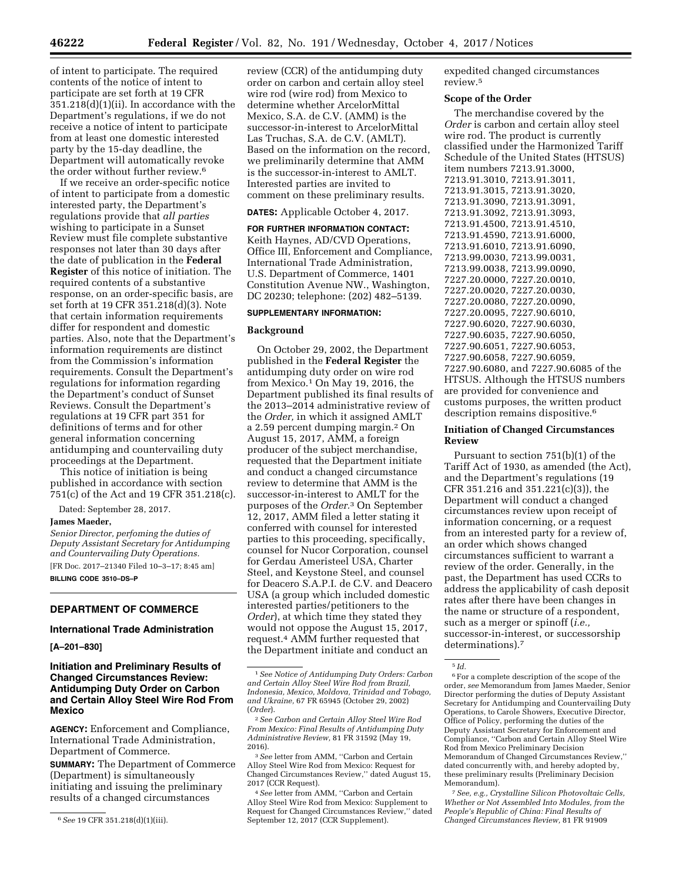of intent to participate. The required contents of the notice of intent to participate are set forth at 19 CFR 351.218(d)(1)(ii). In accordance with the Department's regulations, if we do not receive a notice of intent to participate from at least one domestic interested party by the 15-day deadline, the Department will automatically revoke the order without further review.[6]

If we receive an order-specific notice of intent to participate from a domestic interested party, the Department's regulations provide that *all parties* wishing to participate in a Sunset Review must file complete substantive responses not later than 30 days after the date of publication in the **Federal Register** of this notice of initiation. The required contents of a substantive response, on an order-specific basis, are set forth at 19 CFR 351.218(d)(3). Note that certain information requirements differ for respondent and domestic parties. Also, note that the Department's information requirements are distinct from the Commission's information requirements. Consult the Department's regulations for information regarding the Department's conduct of Sunset Reviews. Consult the Department's regulations at 19 CFR part 351 for definitions of terms and for other general information concerning antidumping and countervailing duty proceedings at the Department.

This notice of initiation is being published in accordance with section 751(c) of the Act and 19 CFR 351.218(c).

Dated: September 28, 2017.

**James Maeder,**

*Senior Director, perfoming the duties of Deputy Assistant Secretary for Antidumping and Countervailing Duty Operations.*

[FR Doc. 2017–21340 Filed 10–3–17; 8:45 am]

**BILLING CODE 3510–DS–P**

[6] *See* 19 CFR 351.218(d)(1)(iii).

## DEPARTMENT OF COMMERCE

### International Trade Administration

**[A–201–830]**

### Initiation and Preliminary Results of Changed Circumstances Review: Antidumping Duty Order on Carbon and Certain Alloy Steel Wire Rod From Mexico

**AGENCY:** Enforcement and Compliance, International Trade Administration, Department of Commerce.

**SUMMARY:** The Department of Commerce (Department) is simultaneously initiating and issuing the preliminary results of a changed circumstances review (CCR) of the antidumping duty order on carbon and certain alloy steel wire rod (wire rod) from Mexico to determine whether ArcelorMittal Mexico, S.A. de C.V. (AMM) is the successor-in-interest to ArcelorMittal Las Truchas, S.A. de C.V. (AMLT). Based on the information on the record, we preliminarily determine that AMM is the successor-in-interest to AMLT. Interested parties are invited to comment on these preliminary results.

**DATES:** Applicable October 4, 2017.

**FOR FURTHER INFORMATION CONTACT:** Keith Haynes, AD/CVD Operations, Office III, Enforcement and Compliance, International Trade Administration, U.S. Department of Commerce, 1401 Constitution Avenue NW., Washington, DC 20230; telephone: (202) 482–5139.

**SUPPLEMENTARY INFORMATION:**

#### Background

On October 29, 2002, the Department published in the **Federal Register** the antidumping duty order on wire rod from Mexico.[1] On May 19, 2016, the Department published its final results of the 2013–2014 administrative review of the *Order,* in which it assigned AMLT a 2.59 percent dumping margin.[2] On August 15, 2017, AMM, a foreign producer of the subject merchandise, requested that the Department initiate and conduct a changed circumstance review to determine that AMM is the successor-in-interest to AMLT for the purposes of the *Order*.[3] On September 12, 2017, AMM filed a letter stating it conferred with counsel for interested parties to this proceeding, specifically, counsel for Nucor Corporation, counsel for Gerdau Ameristeel USA, Charter Steel, and Keystone Steel, and counsel for Deacero S.A.P.I. de C.V. and Deacero USA (a group which included domestic interested parties/petitioners to the *Order*), at which time they stated they would not oppose the August 15, 2017, request.[4] AMM further requested that the Department initiate and conduct an expedited changed circumstances review.[5]

#### Scope of the Order

The merchandise covered by the *Order* is carbon and certain alloy steel wire rod. The product is currently classified under the Harmonized Tariff Schedule of the United States (HTSUS) item numbers 7213.91.3000, 7213.91.3010, 7213.91.3011, 7213.91.3015, 7213.91.3020, 7213.91.3090, 7213.91.3091, 7213.91.3092, 7213.91.3093, 7213.91.4500, 7213.91.4510, 7213.91.4590, 7213.91.6000, 7213.91.6010, 7213.91.6090, 7213.99.0030, 7213.99.0031, 7213.99.0038, 7213.99.0090, 7227.20.0000, 7227.20.0010, 7227.20.0020, 7227.20.0030, 7227.20.0080, 7227.20.0090, 7227.20.0095, 7227.90.6010, 7227.90.6020, 7227.90.6030, 7227.90.6035, 7227.90.6050, 7227.90.6051, 7227.90.6053, 7227.90.6058, 7227.90.6059, 7227.90.6080, and 7227.90.6085 of the HTSUS. Although the HTSUS numbers are provided for convenience and customs purposes, the written product description remains dispositive.[6]

#### Initiation of Changed Circumstances Review

Pursuant to section 751(b)(1) of the Tariff Act of 1930, as amended (the Act), and the Department's regulations (19 CFR 351.216 and 351.221(c)(3)), the Department will conduct a changed circumstances review upon receipt of information concerning, or a request from an interested party for a review of, an order which shows changed circumstances sufficient to warrant a review of the order. Generally, in the past, the Department has used CCRs to address the applicability of cash deposit rates after there have been changes in the name or structure of a respondent, such as a merger or spinoff (*i.e.,* successor-in-interest, or successorship determinations).[7]

[1] *See Notice of Antidumping Duty Orders: Carbon and Certain Alloy Steel Wire Rod from Brazil, Indonesia, Mexico, Moldova, Trinidad and Tobago, and Ukraine,* 67 FR 65945 (October 29, 2002) (*Order*).

[2] *See Carbon and Certain Alloy Steel Wire Rod From Mexico: Final Results of Antidumping Duty Administrative Review,* 81 FR 31592 (May 19, 2016).

[3] *See* letter from AMM, ''Carbon and Certain Alloy Steel Wire Rod from Mexico: Request for Changed Circumstances Review,'' dated August 15, 2017 (CCR Request).

[4] *See* letter from AMM, ''Carbon and Certain Alloy Steel Wire Rod from Mexico: Supplement to Request for Changed Circumstances Review,'' dated September 12, 2017 (CCR Supplement).

[5] *Id.*

[6] For a complete description of the scope of the order, *see* Memorandum from James Maeder, Senior Director performing the duties of Deputy Assistant Secretary for Antidumping and Countervailing Duty Operations, to Carole Showers, Executive Director, Office of Policy, performing the duties of the Deputy Assistant Secretary for Enforcement and Compliance, ''Carbon and Certain Alloy Steel Wire Rod from Mexico Preliminary Decision Memorandum of Changed Circumstances Review,'' dated concurrently with, and hereby adopted by, these preliminary results (Preliminary Decision Memorandum).

[7] *See, e.g., Crystalline Silicon Photovoltaic Cells, Whether or Not Assembled Into Modules, from the People's Republic of China: Final Results of Changed Circumstances Review,* 81 FR 91909